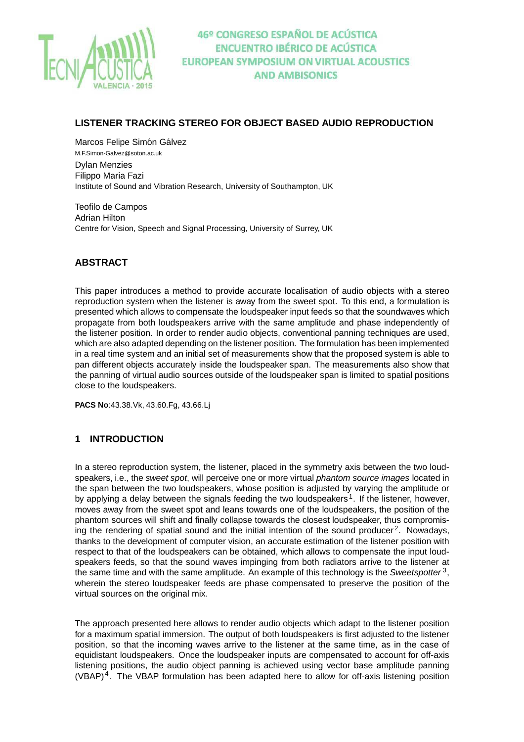# LISTENER TRACKING STEREO FOR OBJECT BASED AUDIO REPRODUCTION

Marcos Felipe Simón Gálvez
M.F.Simon-Galvez@soton.ac.uk
Dylan Menzies
Filippo Maria Fazi
Institute of Sound and Vibration Research, University of Southampton, UK

Teofilo de Campos
Adrian Hilton
Centre for Vision, Speech and Signal Processing, University of Surrey, UK

## ABSTRACT

This paper introduces a method to provide accurate localisation of audio objects with a stereo reproduction system when the listener is away from the sweet spot. To this end, a formulation is presented which allows to compensate the loudspeaker input feeds so that the soundwaves which propagate from both loudspeakers arrive with the same amplitude and phase independently of the listener position. In order to render audio objects, conventional panning techniques are used, which are also adapted depending on the listener position. The formulation has been implemented in a real time system and an initial set of measurements show that the proposed system is able to pan different objects accurately inside the loudspeaker span. The measurements also show that the panning of virtual audio sources outside of the loudspeaker span is limited to spatial positions close to the loudspeakers.

**PACS No**:43.38.Vk, 43.60.Fg, 43.66.Lj

## 1 INTRODUCTION

In a stereo reproduction system, the listener, placed in the symmetry axis between the two loudspeakers, i.e., the *sweet spot*, will perceive one or more virtual *phantom source images* located in the span between the two loudspeakers, whose position is adjusted by varying the amplitude or by applying a delay between the signals feeding the two loudspeakers[1]. If the listener, however, moves away from the sweet spot and leans towards one of the loudspeakers, the position of the phantom sources will shift and finally collapse towards the closest loudspeaker, thus compromising the rendering of spatial sound and the initial intention of the sound producer[2]. Nowadays, thanks to the development of computer vision, an accurate estimation of the listener position with respect to that of the loudspeakers can be obtained, which allows to compensate the input loudspeakers feeds, so that the sound waves impinging from both radiators arrive to the listener at the same time and with the same amplitude. An example of this technology is the *Sweetspotter* [3], wherein the stereo loudspeaker feeds are phase compensated to preserve the position of the virtual sources on the original mix.

The approach presented here allows to render audio objects which adapt to the listener position for a maximum spatial immersion. The output of both loudspeakers is first adjusted to the listener position, so that the incoming waves arrive to the listener at the same time, as in the case of equidistant loudspeakers. Once the loudspeaker inputs are compensated to account for off-axis listening positions, the audio object panning is achieved using vector base amplitude panning (VBAP)[4]. The VBAP formulation has been adapted here to allow for off-axis listening position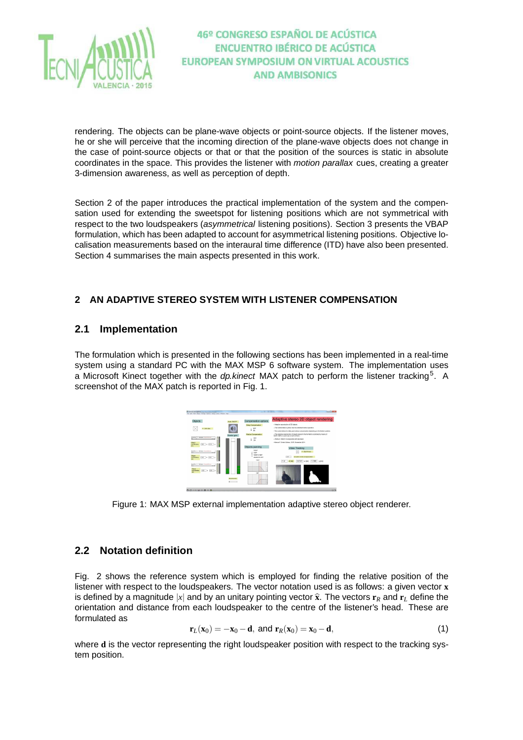rendering. The objects can be plane-wave objects or point-source objects. If the listener moves, he or she will perceive that the incoming direction of the plane-wave objects does not change in the case of point-source objects or that or that the position of the sources is static in absolute coordinates in the space. This provides the listener with *motion parallax* cues, creating a greater 3-dimension awareness, as well as perception of depth.

Section 2 of the paper introduces the practical implementation of the system and the compensation used for extending the sweetspot for listening positions which are not symmetrical with respect to the two loudspeakers (*asymmetrical* listening positions). Section 3 presents the VBAP formulation, which has been adapted to account for asymmetrical listening positions. Objective localisation measurements based on the interaural time difference (ITD) have also been presented. Section 4 summarises the main aspects presented in this work.

## 2 AN ADAPTIVE STEREO SYSTEM WITH LISTENER COMPENSATION

### 2.1 Implementation

The formulation which is presented in the following sections has been implemented in a real-time system using a standard PC with the MAX MSP 6 software system. The implementation uses a Microsoft Kinect together with the *dp.kinect* MAX patch to perform the listener tracking[5]. A screenshot of the MAX patch is reported in Fig. 1.

Figure 1: MAX MSP external implementation adaptive stereo object renderer.

### 2.2 Notation definition

Fig. 2 shows the reference system which is employed for finding the relative position of the listener with respect to the loudspeakers. The vector notation used is as follows: a given vector $\mathbf{x}$ is defined by a magnitude $|x|$ and by an unitary pointing vector $\hat{\mathbf{x}}$. The vectors $\mathbf{r}_R$ and $\mathbf{r}_L$ define the orientation and distance from each loudspeaker to the centre of the listener's head. These are formulated as

$$\mathbf{r}_L(\mathbf{x}_0) = -\mathbf{x}_0 - \mathbf{d}, \text{ and } \mathbf{r}_R(\mathbf{x}_0) = \mathbf{x}_0 - \mathbf{d}, \tag{1}$$

where $\mathbf{d}$ is the vector representing the right loudspeaker position with respect to the tracking system position.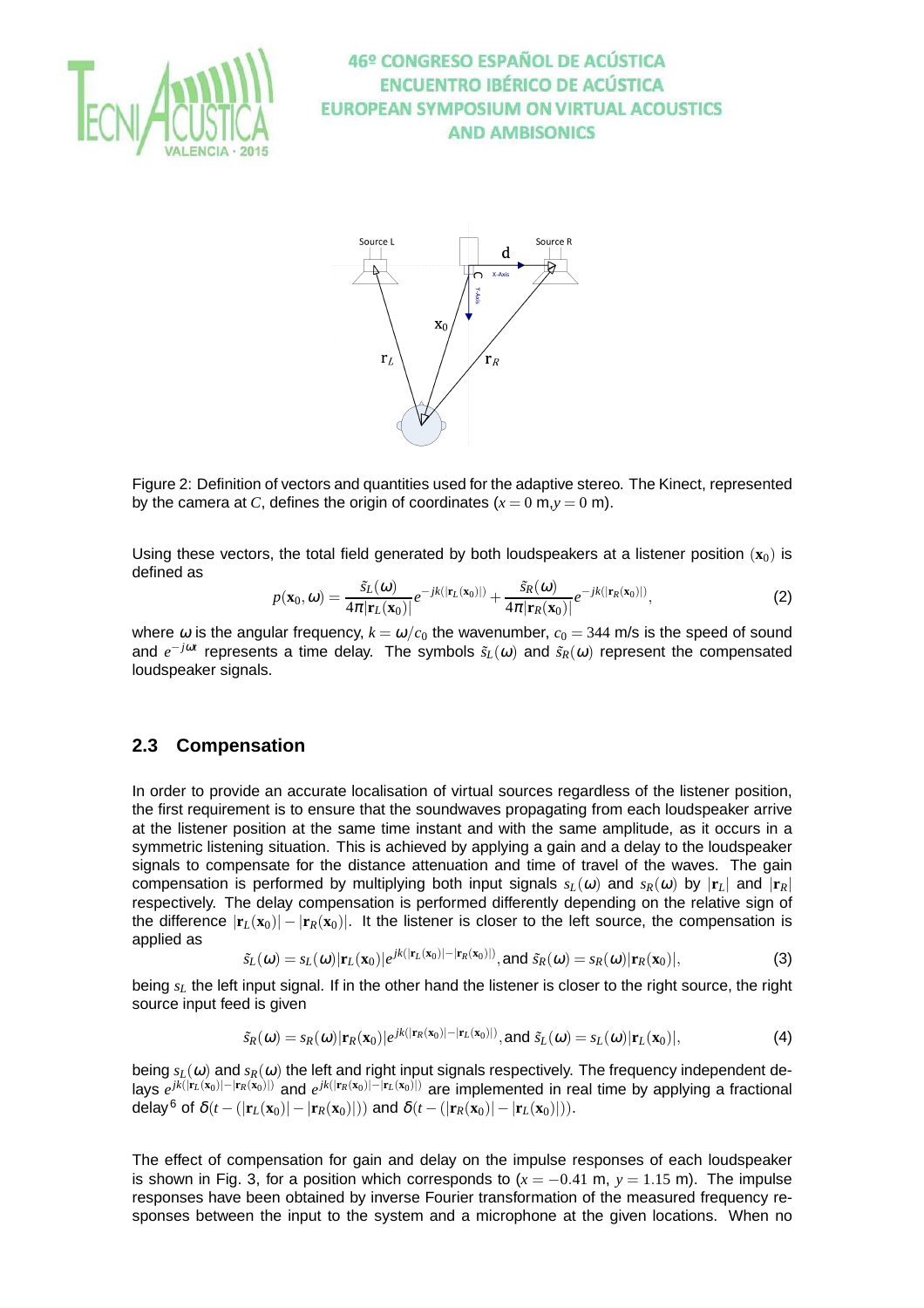Figure 2: Definition of vectors and quantities used for the adaptive stereo. The Kinect, represented by the camera at $C$, defines the origin of coordinates ($x = 0$ m,$y = 0$ m).

Using these vectors, the total field generated by both loudspeakers at a listener position ($\mathbf{x}_0$) is defined as

$$p(\mathbf{x}_0, \omega) = \frac{\tilde{s}_L(\omega)}{4\pi|\mathbf{r}_L(\mathbf{x}_0)|} e^{-jk(|\mathbf{r}_L(\mathbf{x}_0)|)} + \frac{\tilde{s}_R(\omega)}{4\pi|\mathbf{r}_R(\mathbf{x}_0)|} e^{-jk(|\mathbf{r}_R(\mathbf{x}_0)|)}, \tag{2}$$

where $\omega$ is the angular frequency, $k = \omega/c_0$ the wavenumber, $c_0 = 344$ m/s is the speed of sound and $e^{-j\omega x}$ represents a time delay. The symbols $\tilde{s}_L(\omega)$ and $\tilde{s}_R(\omega)$ represent the compensated loudspeaker signals.

## 2.3 Compensation

In order to provide an accurate localisation of virtual sources regardless of the listener position, the first requirement is to ensure that the soundwaves propagating from each loudspeaker arrive at the listener position at the same time instant and with the same amplitude, as it occurs in a symmetric listening situation. This is achieved by applying a gain and a delay to the loudspeaker signals to compensate for the distance attenuation and time of travel of the waves. The gain compensation is performed by multiplying both input signals $s_L(\omega)$ and $s_R(\omega)$ by $|\mathbf{r}_L|$ and $|\mathbf{r}_R|$ respectively. The delay compensation is performed differently depending on the relative sign of the difference $|\mathbf{r}_L(\mathbf{x}_0)| - |\mathbf{r}_R(\mathbf{x}_0)|$. It the listener is closer to the left source, the compensation is applied as

$$\tilde{s}_L(\omega) = s_L(\omega)|\mathbf{r}_L(\mathbf{x}_0)|e^{jk(|\mathbf{r}_L(\mathbf{x}_0)|-|\mathbf{r}_R(\mathbf{x}_0)|)}, \text{and } \tilde{s}_R(\omega) = s_R(\omega)|\mathbf{r}_R(\mathbf{x}_0)|, \tag{3}$$

being $s_L$ the left input signal. If in the other hand the listener is closer to the right source, the right source input feed is given

$$\tilde{s}_R(\omega) = s_R(\omega)|\mathbf{r}_R(\mathbf{x}_0)|e^{jk(|\mathbf{r}_R(\mathbf{x}_0)|-|\mathbf{r}_L(\mathbf{x}_0)|)}, \text{and } \tilde{s}_L(\omega) = s_L(\omega)|\mathbf{r}_L(\mathbf{x}_0)|, \tag{4}$$

being $s_L(\omega)$ and $s_R(\omega)$ the left and right input signals respectively. The frequency independent delays $e^{jk(|\mathbf{r}_L(\mathbf{x}_0)|-|\mathbf{r}_R(\mathbf{x}_0)|)}$ and $e^{jk(|\mathbf{r}_R(\mathbf{x}_0)|-|\mathbf{r}_L(\mathbf{x}_0)|)}$ are implemented in real time by applying a fractional delay[6] of $\delta(t - (|\mathbf{r}_L(\mathbf{x}_0)| - |\mathbf{r}_R(\mathbf{x}_0)|))$ and $\delta(t - (|\mathbf{r}_R(\mathbf{x}_0)| - |\mathbf{r}_L(\mathbf{x}_0)|))$.

The effect of compensation for gain and delay on the impulse responses of each loudspeaker is shown in Fig. 3, for a position which corresponds to ($x = -0.41$ m, $y = 1.15$ m). The impulse responses have been obtained by inverse Fourier transformation of the measured frequency responses between the input to the system and a microphone at the given locations. When no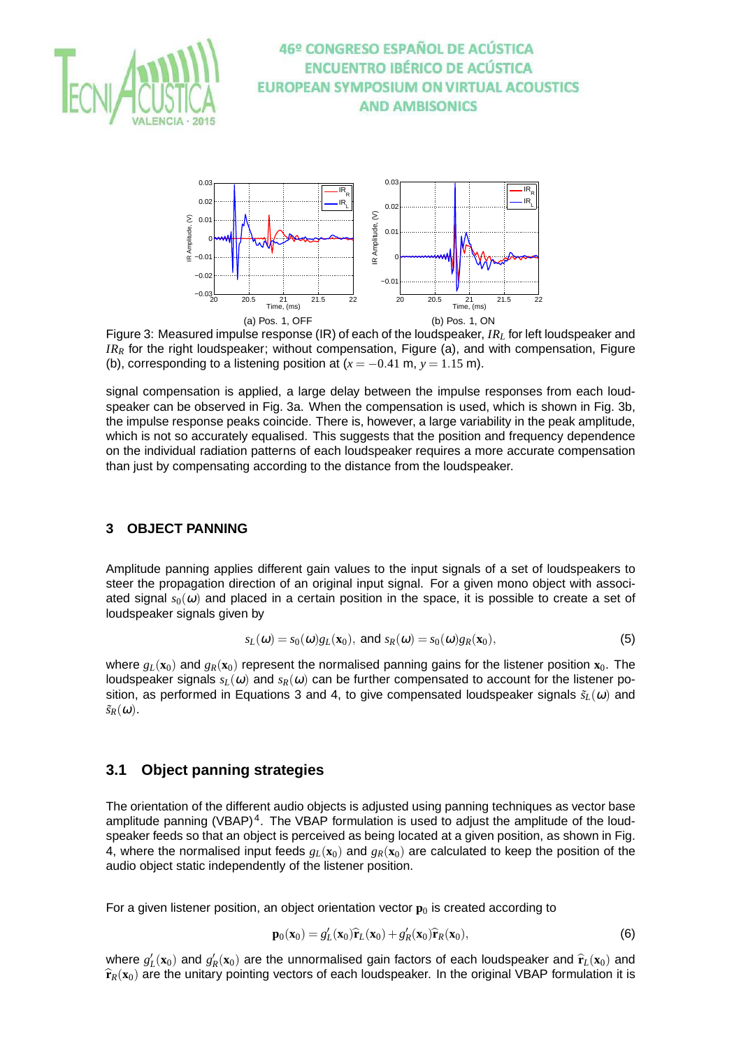(a) Pos. 1, OFF

(b) Pos. 1, ON

Figure 3: Measured impulse response (IR) of each of the loudspeaker, $IR_L$ for left loudspeaker and $IR_R$ for the right loudspeaker; without compensation, Figure (a), and with compensation, Figure (b), corresponding to a listening position at ($x = -0.41$ m, $y = 1.15$ m).

signal compensation is applied, a large delay between the impulse responses from each loudspeaker can be observed in Fig. 3a. When the compensation is used, which is shown in Fig. 3b, the impulse response peaks coincide. There is, however, a large variability in the peak amplitude, which is not so accurately equalised. This suggests that the position and frequency dependence on the individual radiation patterns of each loudspeaker requires a more accurate compensation than just by compensating according to the distance from the loudspeaker.

## 3 OBJECT PANNING

Amplitude panning applies different gain values to the input signals of a set of loudspeakers to steer the propagation direction of an original input signal. For a given mono object with associated signal $s_0(\omega)$ and placed in a certain position in the space, it is possible to create a set of loudspeaker signals given by

$$s_L(\omega) = s_0(\omega) g_L(\mathbf{x}_0), \text{ and } s_R(\omega) = s_0(\omega) g_R(\mathbf{x}_0), \tag{5}$$

where $g_L(\mathbf{x}_0)$ and $g_R(\mathbf{x}_0)$ represent the normalised panning gains for the listener position $\mathbf{x}_0$. The loudspeaker signals $s_L(\omega)$ and $s_R(\omega)$ can be further compensated to account for the listener position, as performed in Equations 3 and 4, to give compensated loudspeaker signals $\tilde{s}_L(\omega)$ and $\tilde{s}_R(\omega)$.

### 3.1 Object panning strategies

The orientation of the different audio objects is adjusted using panning techniques as vector base amplitude panning (VBAP)[4]. The VBAP formulation is used to adjust the amplitude of the loudspeaker feeds so that an object is perceived as being located at a given position, as shown in Fig. 4, where the normalised input feeds $g_L(\mathbf{x}_0)$ and $g_R(\mathbf{x}_0)$ are calculated to keep the position of the audio object static independently of the listener position.

For a given listener position, an object orientation vector $\mathbf{p}_0$ is created according to

$$\mathbf{p}_0(\mathbf{x}_0) = g'_L(\mathbf{x}_0)\widehat{\mathbf{r}}_L(\mathbf{x}_0) + g'_R(\mathbf{x}_0)\widehat{\mathbf{r}}_R(\mathbf{x}_0), \tag{6}$$

where $g'_L(\mathbf{x}_0)$ and $g'_R(\mathbf{x}_0)$ are the unnormalised gain factors of each loudspeaker and $\widehat{\mathbf{r}}_L(\mathbf{x}_0)$ and $\widehat{\mathbf{r}}_R(\mathbf{x}_0)$ are the unitary pointing vectors of each loudspeaker. In the original VBAP formulation it is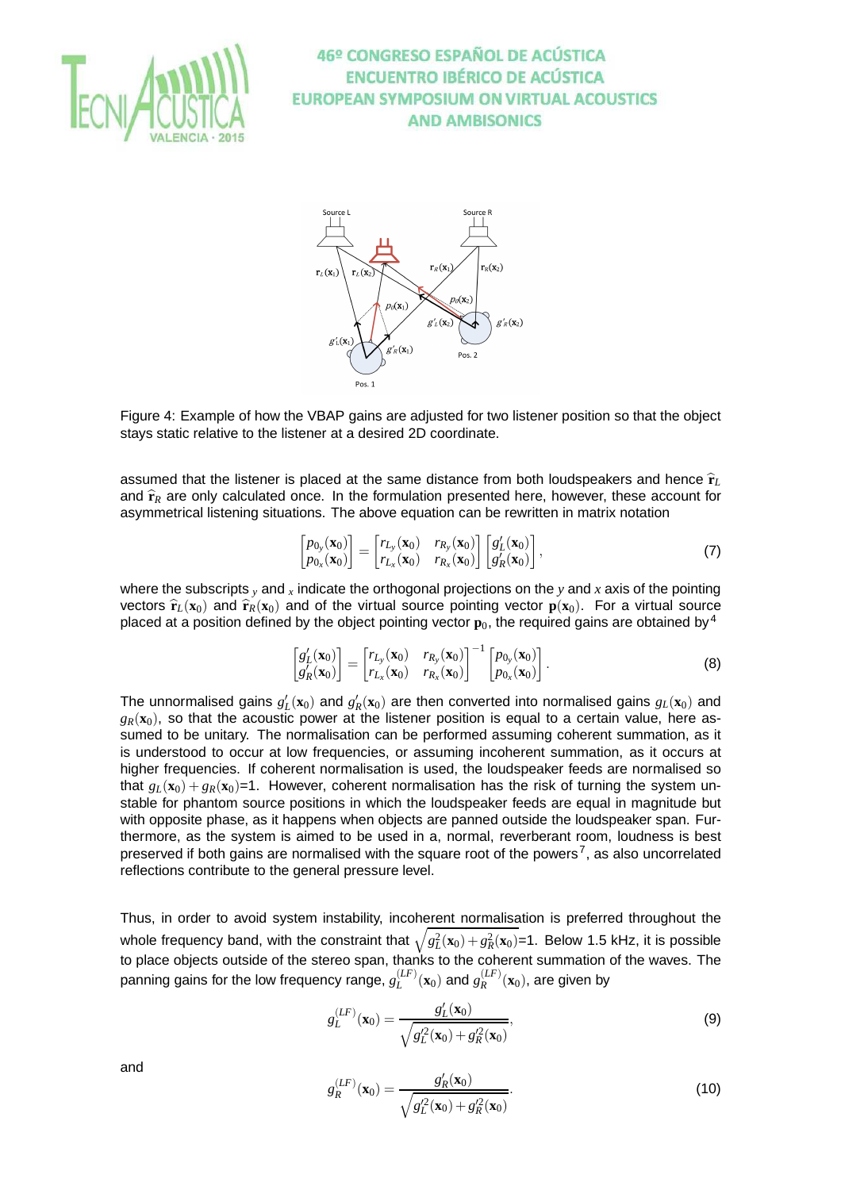Figure 4: Example of how the VBAP gains are adjusted for two listener position so that the object stays static relative to the listener at a desired 2D coordinate.

assumed that the listener is placed at the same distance from both loudspeakers and hence $\hat{\mathbf{r}}_L$ and $\hat{\mathbf{r}}_R$ are only calculated once. In the formulation presented here, however, these account for asymmetrical listening situations. The above equation can be rewritten in matrix notation

$$\begin{bmatrix} p_{0_y}(\mathbf{x}_0) \\ p_{0_x}(\mathbf{x}_0) \end{bmatrix} = \begin{bmatrix} r_{L_y}(\mathbf{x}_0) & r_{R_y}(\mathbf{x}_0) \\ r_{L_x}(\mathbf{x}_0) & r_{R_x}(\mathbf{x}_0) \end{bmatrix} \begin{bmatrix} g'_L(\mathbf{x}_0) \\ g'_R(\mathbf{x}_0) \end{bmatrix}, \tag{7}$$

where the subscripts $_y$ and $_x$ indicate the orthogonal projections on the $y$ and $x$ axis of the pointing vectors $\hat{\mathbf{r}}_L(\mathbf{x}_0)$ and $\hat{\mathbf{r}}_R(\mathbf{x}_0)$ and of the virtual source pointing vector $\mathbf{p}(\mathbf{x}_0)$. For a virtual source placed at a position defined by the object pointing vector $\mathbf{p}_0$, the required gains are obtained by[4]

$$\begin{bmatrix} g'_L(\mathbf{x}_0) \\ g'_R(\mathbf{x}_0) \end{bmatrix} = \begin{bmatrix} r_{L_y}(\mathbf{x}_0) & r_{R_y}(\mathbf{x}_0) \\ r_{L_x}(\mathbf{x}_0) & r_{R_x}(\mathbf{x}_0) \end{bmatrix}^{-1} \begin{bmatrix} p_{0_y}(\mathbf{x}_0) \\ p_{0_x}(\mathbf{x}_0) \end{bmatrix}. \tag{8}$$

The unnormalised gains $g'_L(\mathbf{x}_0)$ and $g'_R(\mathbf{x}_0)$ are then converted into normalised gains $g_L(\mathbf{x}_0)$ and $g_R(\mathbf{x}_0)$, so that the acoustic power at the listener position is equal to a certain value, here assumed to be unitary. The normalisation can be performed assuming coherent summation, as it is understood to occur at low frequencies, or assuming incoherent summation, as it occurs at higher frequencies. If coherent normalisation is used, the loudspeaker feeds are normalised so that $g_L(\mathbf{x}_0) + g_R(\mathbf{x}_0)$=1. However, coherent normalisation has the risk of turning the system unstable for phantom source positions in which the loudspeaker feeds are equal in magnitude but with opposite phase, as it happens when objects are panned outside the loudspeaker span. Furthermore, as the system is aimed to be used in a, normal, reverberant room, loudness is best preserved if both gains are normalised with the square root of the powers[7], as also uncorrelated reflections contribute to the general pressure level.

Thus, in order to avoid system instability, incoherent normalisation is preferred throughout the whole frequency band, with the constraint that $\sqrt{g_L^2(\mathbf{x}_0) + g_R^2(\mathbf{x}_0)}$=1. Below 1.5 kHz, it is possible to place objects outside of the stereo span, thanks to the coherent summation of the waves. The panning gains for the low frequency range, $g_L^{(LF)}(\mathbf{x}_0)$ and $g_R^{(LF)}(\mathbf{x}_0)$, are given by

$$g_L^{(LF)}(\mathbf{x}_0) = \frac{g'_L(\mathbf{x}_0)}{\sqrt{g'^2_L(\mathbf{x}_0) + g'^2_R(\mathbf{x}_0)}}, \tag{9}$$

and

$$g_R^{(LF)}(\mathbf{x}_0) = \frac{g'_R(\mathbf{x}_0)}{\sqrt{g'^2_L(\mathbf{x}_0) + g'^2_R(\mathbf{x}_0)}}. \tag{10}$$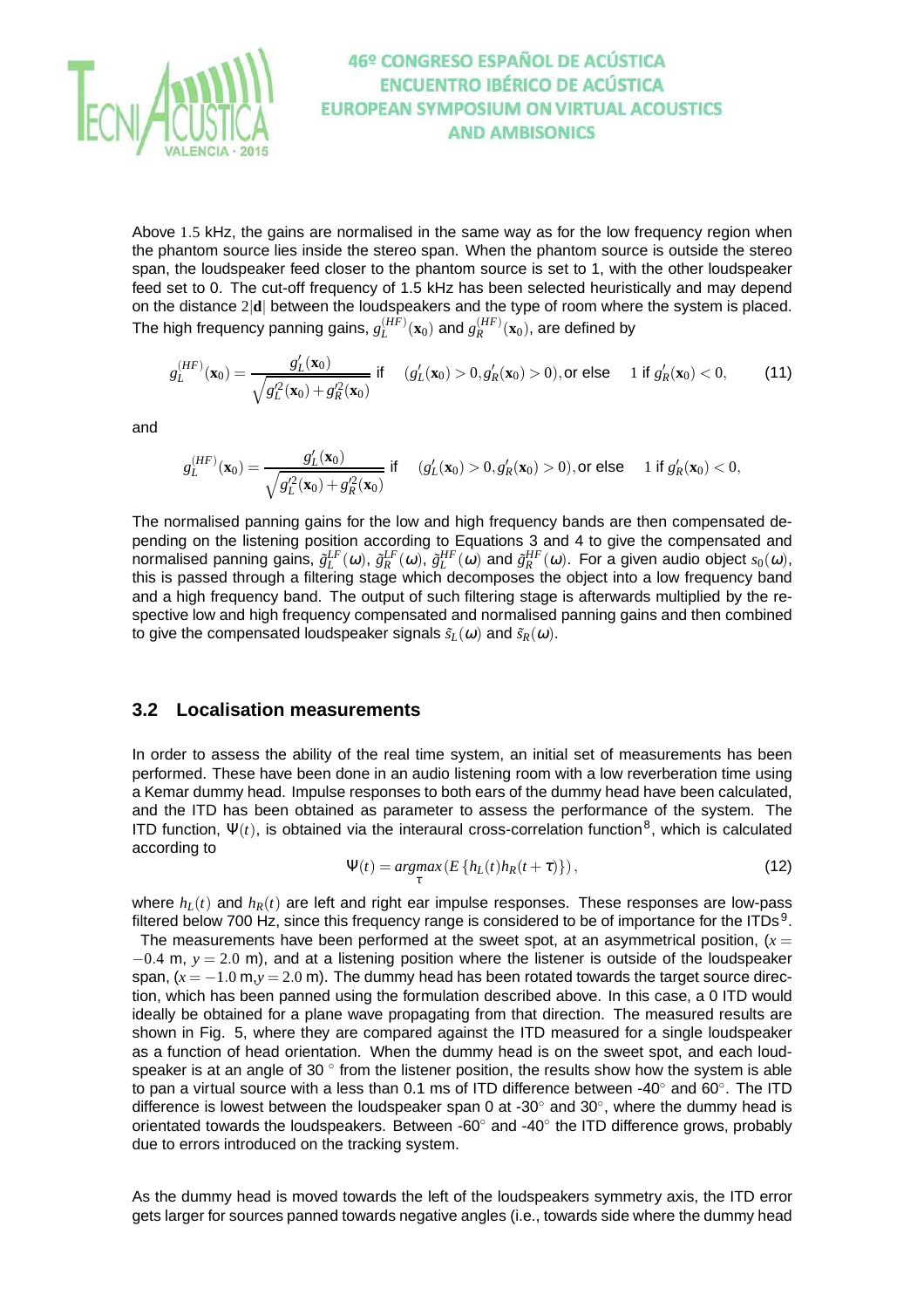Above 1.5 kHz, the gains are normalised in the same way as for the low frequency region when the phantom source lies inside the stereo span. When the phantom source is outside the stereo span, the loudspeaker feed closer to the phantom source is set to 1, with the other loudspeaker feed set to 0. The cut-off frequency of 1.5 kHz has been selected heuristically and may depend on the distance $2|\mathbf{d}|$ between the loudspeakers and the type of room where the system is placed. The high frequency panning gains, $g_L^{(HF)}(\mathbf{x}_0)$ and $g_R^{(HF)}(\mathbf{x}_0)$, are defined by

$$g_L^{(HF)}(\mathbf{x}_0) = \frac{g_L'(\mathbf{x}_0)}{\sqrt{g_L'^2(\mathbf{x}_0) + g_R'^2(\mathbf{x}_0)}} \text{ if } \quad (g_L'(\mathbf{x}_0) > 0, g_R'(\mathbf{x}_0) > 0), \text{or else } \quad 1 \text{ if } g_R'(\mathbf{x}_0) < 0, \tag{11}$$

and

$$g_L^{(HF)}(\mathbf{x}_0) = \frac{g_L'(\mathbf{x}_0)}{\sqrt{g_L'^2(\mathbf{x}_0) + g_R'^2(\mathbf{x}_0)}} \text{ if } \quad (g_L'(\mathbf{x}_0) > 0, g_R'(\mathbf{x}_0) > 0), \text{or else } \quad 1 \text{ if } g_R'(\mathbf{x}_0) < 0,$$

The normalised panning gains for the low and high frequency bands are then compensated depending on the listening position according to Equations 3 and 4 to give the compensated and normalised panning gains, $\tilde{g}_L^{LF}(\omega)$, $\tilde{g}_R^{LF}(\omega)$, $\tilde{g}_L^{HF}(\omega)$ and $\tilde{g}_R^{HF}(\omega)$. For a given audio object $s_0(\omega)$, this is passed through a filtering stage which decomposes the object into a low frequency band and a high frequency band. The output of such filtering stage is afterwards multiplied by the respective low and high frequency compensated and normalised panning gains and then combined to give the compensated loudspeaker signals $\tilde{s}_L(\omega)$ and $\tilde{s}_R(\omega)$.

### 3.2 Localisation measurements

In order to assess the ability of the real time system, an initial set of measurements has been performed. These have been done in an audio listening room with a low reverberation time using a Kemar dummy head. Impulse responses to both ears of the dummy head have been calculated, and the ITD has been obtained as parameter to assess the performance of the system. The ITD function, $\Psi(t)$, is obtained via the interaural cross-correlation function[8], which is calculated according to

$$\Psi(t) = \underset{\tau}{argmax}\left(E\left\{h_L(t)h_R(t+\tau)\right\}\right), \tag{12}$$

where $h_L(t)$ and $h_R(t)$ are left and right ear impulse responses. These responses are low-pass filtered below 700 Hz, since this frequency range is considered to be of importance for the ITDs[9].

The measurements have been performed at the sweet spot, at an asymmetrical position, ($x = -0.4$ m, $y = 2.0$ m), and at a listening position where the listener is outside of the loudspeaker span, ($x = -1.0$ m,$y = 2.0$ m). The dummy head has been rotated towards the target source direction, which has been panned using the formulation described above. In this case, a 0 ITD would ideally be obtained for a plane wave propagating from that direction. The measured results are shown in Fig. 5, where they are compared against the ITD measured for a single loudspeaker as a function of head orientation. When the dummy head is on the sweet spot, and each loudspeaker is at an angle of 30 $^\circ$ from the listener position, the results show how the system is able to pan a virtual source with a less than 0.1 ms of ITD difference between -40$^\circ$ and 60$^\circ$. The ITD difference is lowest between the loudspeaker span 0 at -30$^\circ$ and 30$^\circ$, where the dummy head is orientated towards the loudspeakers. Between -60$^\circ$ and -40$^\circ$ the ITD difference grows, probably due to errors introduced on the tracking system.

As the dummy head is moved towards the left of the loudspeakers symmetry axis, the ITD error gets larger for sources panned towards negative angles (i.e., towards side where the dummy head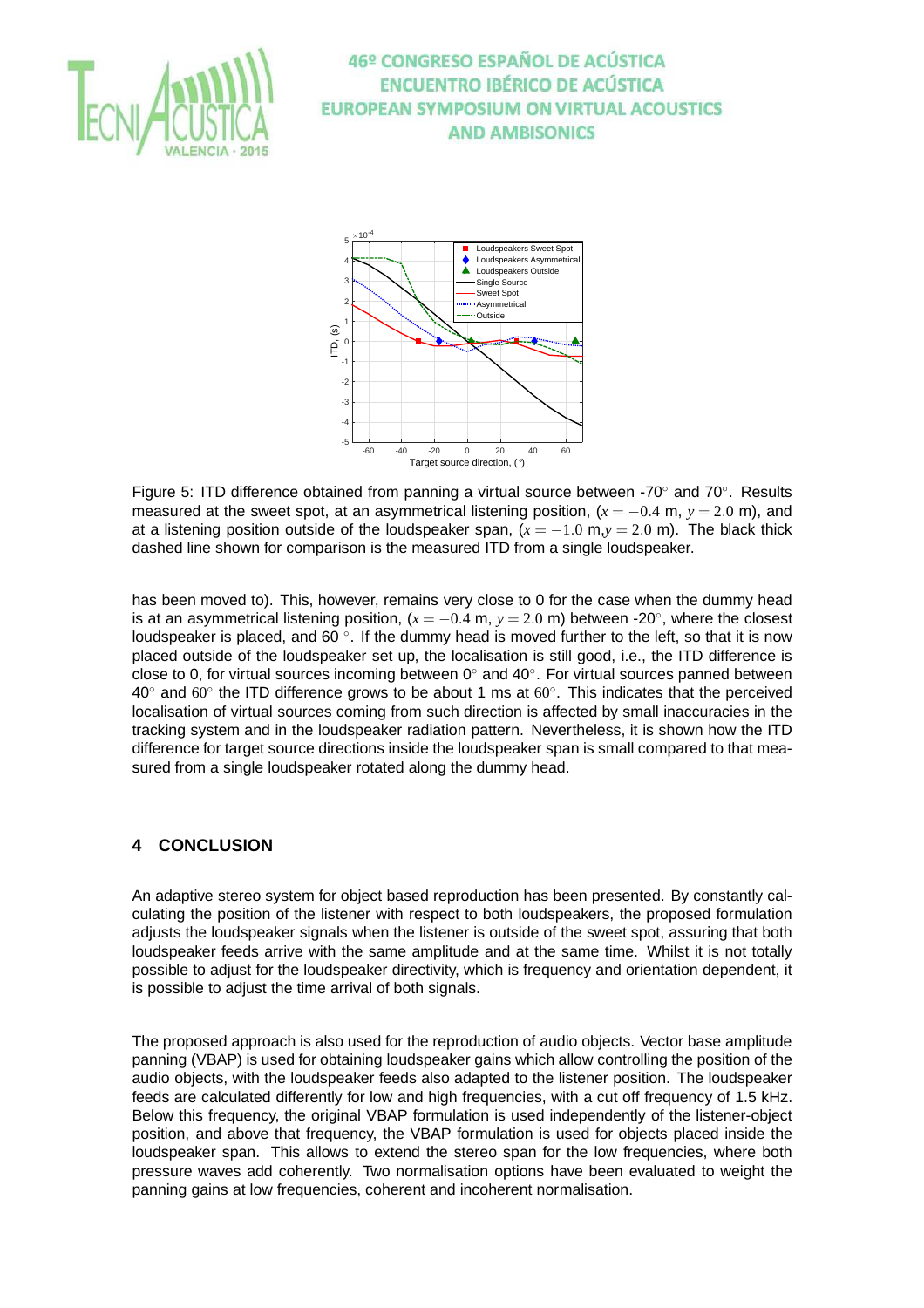Figure 5: ITD difference obtained from panning a virtual source between -70° and 70°. Results measured at the sweet spot, at an asymmetrical listening position, ($x = -0.4$ m, $y = 2.0$ m), and at a listening position outside of the loudspeaker span, ($x = -1.0$ m,$y = 2.0$ m). The black thick dashed line shown for comparison is the measured ITD from a single loudspeaker.

has been moved to). This, however, remains very close to 0 for the case when the dummy head is at an asymmetrical listening position, ($x = -0.4$ m, $y = 2.0$ m) between -20°, where the closest loudspeaker is placed, and 60 °. If the dummy head is moved further to the left, so that it is now placed outside of the loudspeaker set up, the localisation is still good, i.e., the ITD difference is close to 0, for virtual sources incoming between 0° and 40°. For virtual sources panned between 40° and 60° the ITD difference grows to be about 1 ms at 60°. This indicates that the perceived localisation of virtual sources coming from such direction is affected by small inaccuracies in the tracking system and in the loudspeaker radiation pattern. Nevertheless, it is shown how the ITD difference for target source directions inside the loudspeaker span is small compared to that measured from a single loudspeaker rotated along the dummy head.

## 4 CONCLUSION

An adaptive stereo system for object based reproduction has been presented. By constantly calculating the position of the listener with respect to both loudspeakers, the proposed formulation adjusts the loudspeaker signals when the listener is outside of the sweet spot, assuring that both loudspeaker feeds arrive with the same amplitude and at the same time. Whilst it is not totally possible to adjust for the loudspeaker directivity, which is frequency and orientation dependent, it is possible to adjust the time arrival of both signals.

The proposed approach is also used for the reproduction of audio objects. Vector base amplitude panning (VBAP) is used for obtaining loudspeaker gains which allow controlling the position of the audio objects, with the loudspeaker feeds also adapted to the listener position. The loudspeaker feeds are calculated differently for low and high frequencies, with a cut off frequency of 1.5 kHz. Below this frequency, the original VBAP formulation is used independently of the listener-object position, and above that frequency, the VBAP formulation is used for objects placed inside the loudspeaker span. This allows to extend the stereo span for the low frequencies, where both pressure waves add coherently. Two normalisation options have been evaluated to weight the panning gains at low frequencies, coherent and incoherent normalisation.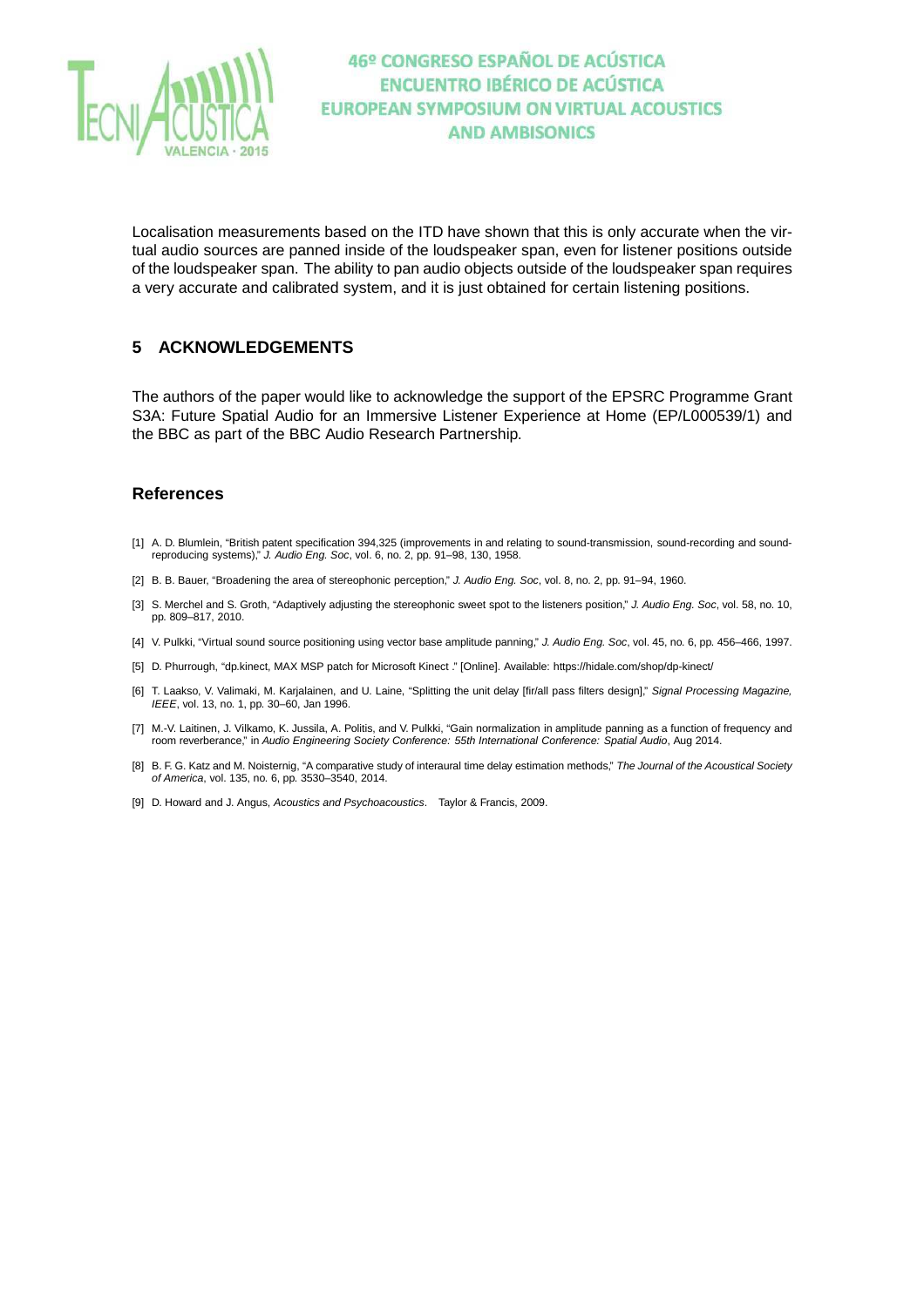Localisation measurements based on the ITD have shown that this is only accurate when the virtual audio sources are panned inside of the loudspeaker span, even for listener positions outside of the loudspeaker span. The ability to pan audio objects outside of the loudspeaker span requires a very accurate and calibrated system, and it is just obtained for certain listening positions.

## 5 ACKNOWLEDGEMENTS

The authors of the paper would like to acknowledge the support of the EPSRC Programme Grant S3A: Future Spatial Audio for an Immersive Listener Experience at Home (EP/L000539/1) and the BBC as part of the BBC Audio Research Partnership.

## References

[1] A. D. Blumlein, "British patent specification 394,325 (improvements in and relating to sound-transmission, sound-recording and sound-reproducing systems)," *J. Audio Eng. Soc*, vol. 6, no. 2, pp. 91–98, 130, 1958.

[2] B. B. Bauer, "Broadening the area of stereophonic perception," *J. Audio Eng. Soc*, vol. 8, no. 2, pp. 91–94, 1960.

[3] S. Merchel and S. Groth, "Adaptively adjusting the stereophonic sweet spot to the listeners position," *J. Audio Eng. Soc*, vol. 58, no. 10, pp. 809–817, 2010.

[4] V. Pulkki, "Virtual sound source positioning using vector base amplitude panning," *J. Audio Eng. Soc*, vol. 45, no. 6, pp. 456–466, 1997.

[5] D. Phurrough, "dp.kinect, MAX MSP patch for Microsoft Kinect ." [Online]. Available: https://hidale.com/shop/dp-kinect/

[6] T. Laakso, V. Valimaki, M. Karjalainen, and U. Laine, "Splitting the unit delay [fir/all pass filters design]," *Signal Processing Magazine, IEEE*, vol. 13, no. 1, pp. 30–60, Jan 1996.

[7] M.-V. Laitinen, J. Vilkamo, K. Jussila, A. Politis, and V. Pulkki, "Gain normalization in amplitude panning as a function of frequency and room reverberance," in *Audio Engineering Society Conference: 55th International Conference: Spatial Audio*, Aug 2014.

[8] B. F. G. Katz and M. Noisternig, "A comparative study of interaural time delay estimation methods," *The Journal of the Acoustical Society of America*, vol. 135, no. 6, pp. 3530–3540, 2014.

[9] D. Howard and J. Angus, *Acoustics and Psychoacoustics*. Taylor & Francis, 2009.